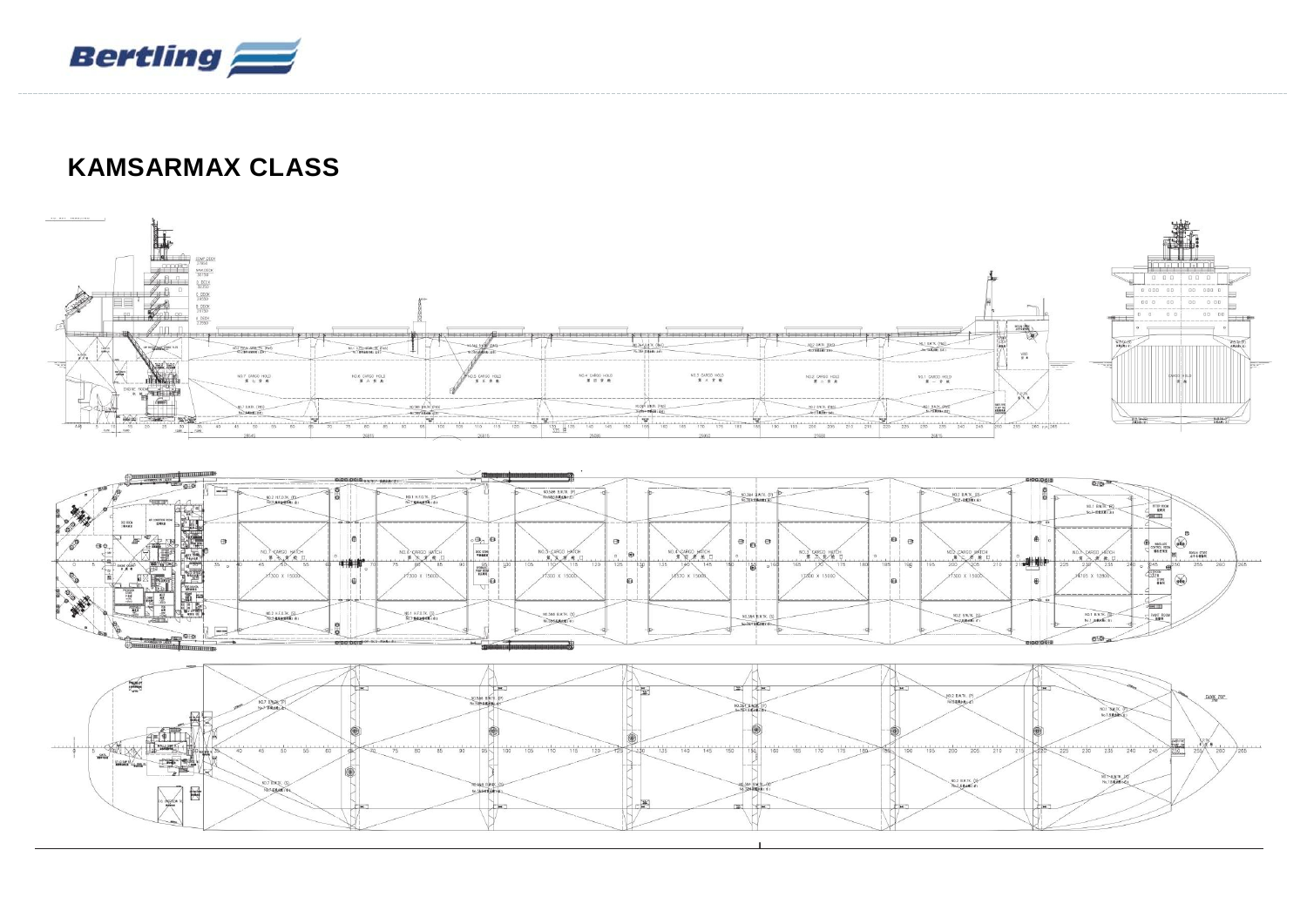# KAMSARMAX CLASS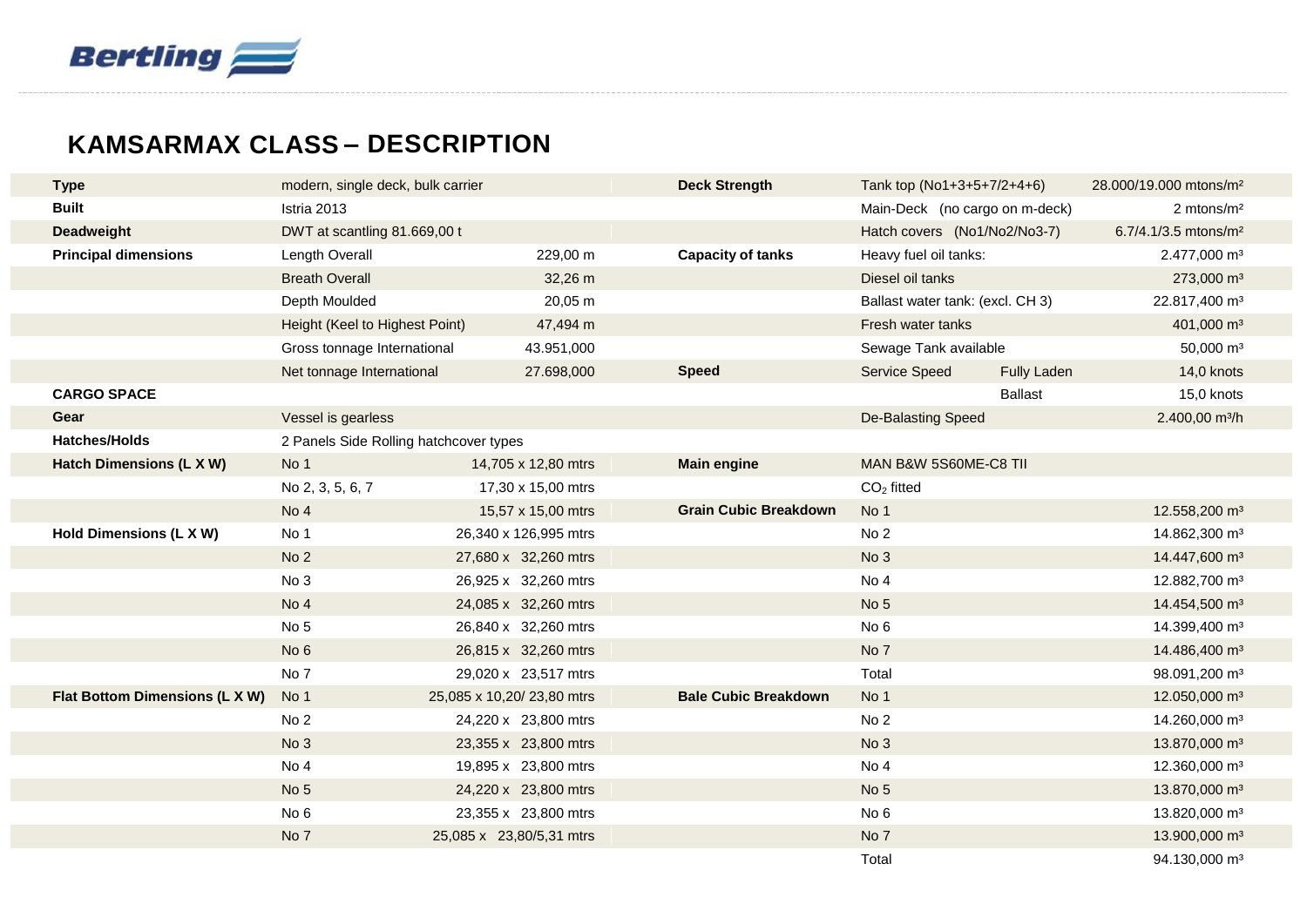# KAMSARMAX CLASS – DESCRIPTION

| | | | | | | |
|---|---|---|---|---|---|---|
| **Type** | modern, single deck, bulk carrier | | **Deck Strength** | Tank top (No1+3+5+7/2+4+6) | | 28.000/19.000 mtons/m² |
| **Built** | Istria 2013 | | | Main-Deck (no cargo on m-deck) | | 2 mtons/m² |
| **Deadweight** | DWT at scantling 81.669,00 t | | | Hatch covers (No1/No2/No3-7) | | 6.7/4.1/3.5 mtons/m² |
| **Principal dimensions** | Length Overall | 229,00 m | **Capacity of tanks** | Heavy fuel oil tanks: | | 2.477,000 m³ |
| | Breath Overall | 32,26 m | | Diesel oil tanks | | 273,000 m³ |
| | Depth Moulded | 20,05 m | | Ballast water tank: (excl. CH 3) | | 22.817,400 m³ |
| | Height (Keel to Highest Point) | 47,494 m | | Fresh water tanks | | 401,000 m³ |
| | Gross tonnage International | 43.951,000 | | Sewage Tank available | | 50,000 m³ |
| | Net tonnage International | 27.698,000 | **Speed** | Service Speed | Fully Laden | 14,0 knots |
| **CARGO SPACE** | | | | | Ballast | 15,0 knots |
| **Gear** | Vessel is gearless | | | De-Balasting Speed | | 2.400,00 m³/h |
| **Hatches/Holds** | 2 Panels Side Rolling hatchcover types | | | | | |
| **Hatch Dimensions (L X W)** | No 1 | 14,705 x 12,80 mtrs | **Main engine** | MAN B&W 5S60ME-C8 TII | | |
| | No 2, 3, 5, 6, 7 | 17,30 x 15,00 mtrs | | $CO_2$ fitted | | |
| | No 4 | 15,57 x 15,00 mtrs | **Grain Cubic Breakdown** | No 1 | | 12.558,200 m³ |
| **Hold Dimensions (L X W)** | No 1 | 26,340 x 126,995 mtrs | | No 2 | | 14.862,300 m³ |
| | No 2 | 27,680 x 32,260 mtrs | | No 3 | | 14.447,600 m³ |
| | No 3 | 26,925 x 32,260 mtrs | | No 4 | | 12.882,700 m³ |
| | No 4 | 24,085 x 32,260 mtrs | | No 5 | | 14.454,500 m³ |
| | No 5 | 26,840 x 32,260 mtrs | | No 6 | | 14.399,400 m³ |
| | No 6 | 26,815 x 32,260 mtrs | | No 7 | | 14.486,400 m³ |
| | No 7 | 29,020 x 23,517 mtrs | | Total | | 98.091,200 m³ |
| **Flat Bottom Dimensions (L X W)** | No 1 | 25,085 x 10,20/ 23,80 mtrs | **Bale Cubic Breakdown** | No 1 | | 12.050,000 m³ |
| | No 2 | 24,220 x 23,800 mtrs | | No 2 | | 14.260,000 m³ |
| | No 3 | 23,355 x 23,800 mtrs | | No 3 | | 13.870,000 m³ |
| | No 4 | 19,895 x 23,800 mtrs | | No 4 | | 12.360,000 m³ |
| | No 5 | 24,220 x 23,800 mtrs | | No 5 | | 13.870,000 m³ |
| | No 6 | 23,355 x 23,800 mtrs | | No 6 | | 13.820,000 m³ |
| | No 7 | 25,085 x 23,80/5,31 mtrs | | No 7 | | 13.900,000 m³ |
| | | | | Total | | 94.130,000 m³ |